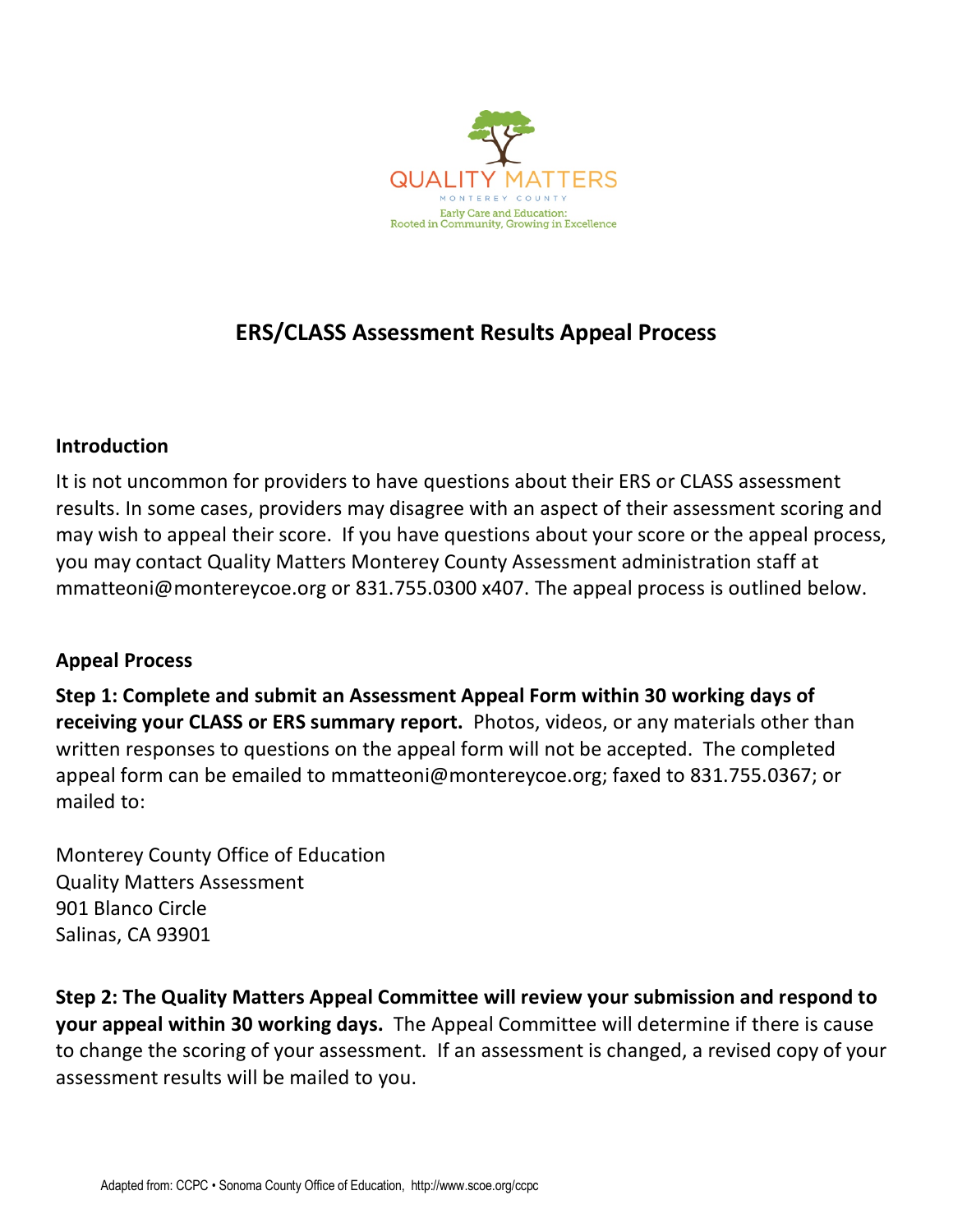QUALITY MATTERS

MONTEREY COUNTY

Early Care and Education:
Rooted in Community, Growing in Excellence

# ERS/CLASS Assessment Results Appeal Process

## Introduction

It is not uncommon for providers to have questions about their ERS or CLASS assessment results. In some cases, providers may disagree with an aspect of their assessment scoring and may wish to appeal their score. If you have questions about your score or the appeal process, you may contact Quality Matters Monterey County Assessment administration staff at mmatteoni@montereycoe.org or 831.755.0300 x407. The appeal process is outlined below.

## Appeal Process

**Step 1: Complete and submit an Assessment Appeal Form within 30 working days of receiving your CLASS or ERS summary report.** Photos, videos, or any materials other than written responses to questions on the appeal form will not be accepted. The completed appeal form can be emailed to mmatteoni@montereycoe.org; faxed to 831.755.0367; or mailed to:

Monterey County Office of Education
Quality Matters Assessment
901 Blanco Circle
Salinas, CA 93901

**Step 2: The Quality Matters Appeal Committee will review your submission and respond to your appeal within 30 working days.** The Appeal Committee will determine if there is cause to change the scoring of your assessment. If an assessment is changed, a revised copy of your assessment results will be mailed to you.

Adapted from: CCPC • Sonoma County Office of Education, http://www.scoe.org/ccpc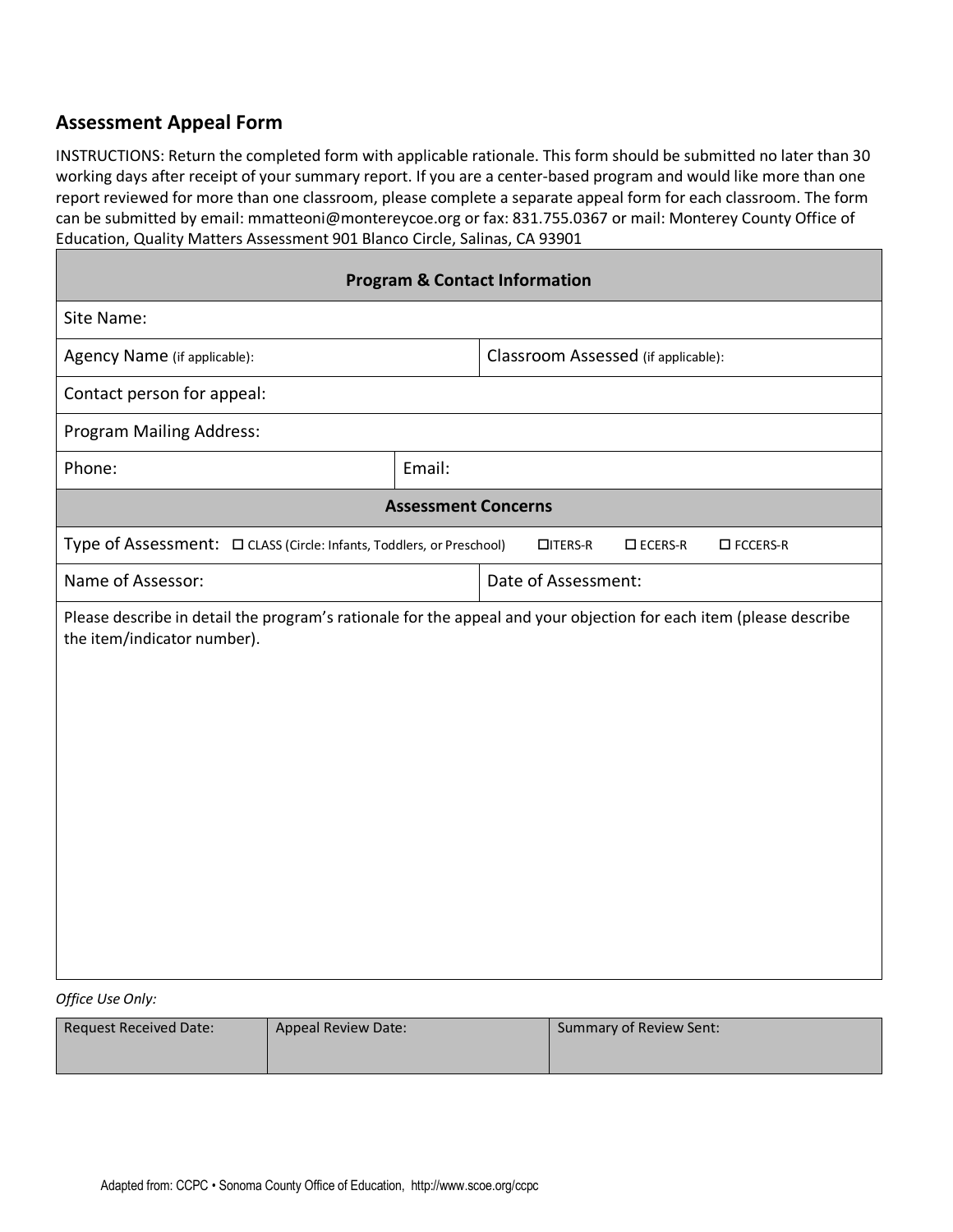## Assessment Appeal Form

INSTRUCTIONS: Return the completed form with applicable rationale. This form should be submitted no later than 30 working days after receipt of your summary report. If you are a center-based program and would like more than one report reviewed for more than one classroom, please complete a separate appeal form for each classroom. The form can be submitted by email: mmatteoni@montereycoe.org or fax: 831.755.0367 or mail: Monterey County Office of Education, Quality Matters Assessment 901 Blanco Circle, Salinas, CA 93901

| Program & Contact Information | |
|---|---|
| Site Name: | |
| Agency Name (if applicable): | Classroom Assessed (if applicable): |
| Contact person for appeal: | |
| Program Mailing Address: | |
| Phone: | Email: |

| Assessment Concerns | |
|---|---|
| Type of Assessment: ☐ CLASS (Circle: Infants, Toddlers, or Preschool) ☐ITERS-R ☐ ECERS-R ☐ FCCERS-R | |
| Name of Assessor: | Date of Assessment: |
| Please describe in detail the program's rationale for the appeal and your objection for each item (please describe the item/indicator number). | |

*Office Use Only:*

| Request Received Date: | Appeal Review Date: | Summary of Review Sent: |
|---|---|---|
| | | |

Adapted from: CCPC • Sonoma County Office of Education, http://www.scoe.org/ccpc